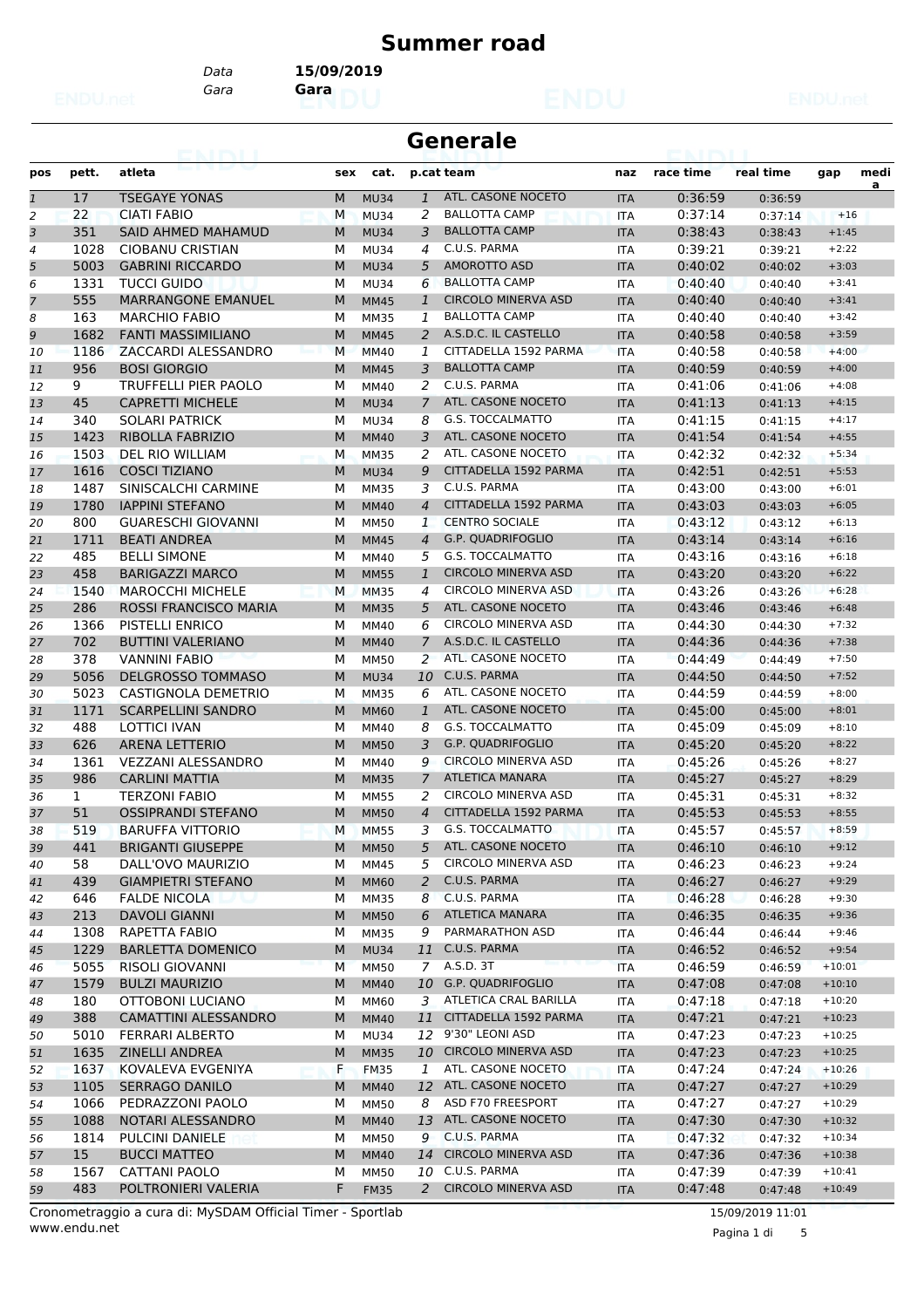# Summer road

Data **15/09/2019**

Gara **Gara**

## Generale

| pos | pett. | atleta | sex | cat. | p.cat | team | naz | race time | real time | gap | media |
|---|---|---|---|---|---|---|---|---|---|---|---|
| 1 | 17 | TSEGAYE YONAS | M | MU34 | 1 | ATL. CASONE NOCETO | ITA | 0:36:59 | 0:36:59 | | |
| 2 | 22 | CIATI FABIO | M | MU34 | 2 | BALLOTTA CAMP | ITA | 0:37:14 | 0:37:14 | +16 | |
| 3 | 351 | SAID AHMED MAHAMUD | M | MU34 | 3 | BALLOTTA CAMP | ITA | 0:38:43 | 0:38:43 | +1:45 | |
| 4 | 1028 | CIOBANU CRISTIAN | M | MU34 | 4 | C.U.S. PARMA | ITA | 0:39:21 | 0:39:21 | +2:22 | |
| 5 | 5003 | GABRINI RICCARDO | M | MU34 | 5 | AMOROTTO ASD | ITA | 0:40:02 | 0:40:02 | +3:03 | |
| 6 | 1331 | TUCCI GUIDO | M | MU34 | 6 | BALLOTTA CAMP | ITA | 0:40:40 | 0:40:40 | +3:41 | |
| 7 | 555 | MARRANGONE EMANUEL | M | MM45 | 1 | CIRCOLO MINERVA ASD | ITA | 0:40:40 | 0:40:40 | +3:41 | |
| 8 | 163 | MARCHIO FABIO | M | MM35 | 1 | BALLOTTA CAMP | ITA | 0:40:40 | 0:40:40 | +3:42 | |
| 9 | 1682 | FANTI MASSIMILIANO | M | MM45 | 2 | A.S.D.C. IL CASTELLO | ITA | 0:40:58 | 0:40:58 | +3:59 | |
| 10 | 1186 | ZACCARDI ALESSANDRO | M | MM40 | 1 | CITTADELLA 1592 PARMA | ITA | 0:40:58 | 0:40:58 | +4:00 | |
| 11 | 956 | BOSI GIORGIO | M | MM45 | 3 | BALLOTTA CAMP | ITA | 0:40:59 | 0:40:59 | +4:00 | |
| 12 | 9 | TRUFFELLI PIER PAOLO | M | MM40 | 2 | C.U.S. PARMA | ITA | 0:41:06 | 0:41:06 | +4:08 | |
| 13 | 45 | CAPRETTI MICHELE | M | MU34 | 7 | ATL. CASONE NOCETO | ITA | 0:41:13 | 0:41:13 | +4:15 | |
| 14 | 340 | SOLARI PATRICK | M | MU34 | 8 | G.S. TOCCALMATTO | ITA | 0:41:15 | 0:41:15 | +4:17 | |
| 15 | 1423 | RIBOLLA FABRIZIO | M | MM40 | 3 | ATL. CASONE NOCETO | ITA | 0:41:54 | 0:41:54 | +4:55 | |
| 16 | 1503 | DEL RIO WILLIAM | M | MM35 | 2 | ATL. CASONE NOCETO | ITA | 0:42:32 | 0:42:32 | +5:34 | |
| 17 | 1616 | COSCI TIZIANO | M | MU34 | 9 | CITTADELLA 1592 PARMA | ITA | 0:42:51 | 0:42:51 | +5:53 | |
| 18 | 1487 | SINISCALCHI CARMINE | M | MM35 | 3 | C.U.S. PARMA | ITA | 0:43:00 | 0:43:00 | +6:01 | |
| 19 | 1780 | IAPPINI STEFANO | M | MM40 | 4 | CITTADELLA 1592 PARMA | ITA | 0:43:03 | 0:43:03 | +6:05 | |
| 20 | 800 | GUARESCHI GIOVANNI | M | MM50 | 1 | CENTRO SOCIALE | ITA | 0:43:12 | 0:43:12 | +6:13 | |
| 21 | 1711 | BEATI ANDREA | M | MM45 | 4 | G.P. QUADRIFOGLIO | ITA | 0:43:14 | 0:43:14 | +6:16 | |
| 22 | 485 | BELLI SIMONE | M | MM40 | 5 | G.S. TOCCALMATTO | ITA | 0:43:16 | 0:43:16 | +6:18 | |
| 23 | 458 | BARIGAZZI MARCO | M | MM55 | 1 | CIRCOLO MINERVA ASD | ITA | 0:43:20 | 0:43:20 | +6:22 | |
| 24 | 1540 | MAROCCHI MICHELE | M | MM35 | 4 | CIRCOLO MINERVA ASD | ITA | 0:43:26 | 0:43:26 | +6:28 | |
| 25 | 286 | ROSSI FRANCISCO MARIA | M | MM35 | 5 | ATL. CASONE NOCETO | ITA | 0:43:46 | 0:43:46 | +6:48 | |
| 26 | 1366 | PISTELLI ENRICO | M | MM40 | 6 | CIRCOLO MINERVA ASD | ITA | 0:44:30 | 0:44:30 | +7:32 | |
| 27 | 702 | BUTTINI VALERIANO | M | MM40 | 7 | A.S.D.C. IL CASTELLO | ITA | 0:44:36 | 0:44:36 | +7:38 | |
| 28 | 378 | VANNINI FABIO | M | MM50 | 2 | ATL. CASONE NOCETO | ITA | 0:44:49 | 0:44:49 | +7:50 | |
| 29 | 5056 | DELGROSSO TOMMASO | M | MU34 | 10 | C.U.S. PARMA | ITA | 0:44:50 | 0:44:50 | +7:52 | |
| 30 | 5023 | CASTIGNOLA DEMETRIO | M | MM35 | 6 | ATL. CASONE NOCETO | ITA | 0:44:59 | 0:44:59 | +8:00 | |
| 31 | 1171 | SCARPELLINI SANDRO | M | MM60 | 1 | ATL. CASONE NOCETO | ITA | 0:45:00 | 0:45:00 | +8:01 | |
| 32 | 488 | LOTTICI IVAN | M | MM40 | 8 | G.S. TOCCALMATTO | ITA | 0:45:09 | 0:45:09 | +8:10 | |
| 33 | 626 | ARENA LETTERIO | M | MM50 | 3 | G.P. QUADRIFOGLIO | ITA | 0:45:20 | 0:45:20 | +8:22 | |
| 34 | 1361 | VEZZANI ALESSANDRO | M | MM40 | 9 | CIRCOLO MINERVA ASD | ITA | 0:45:26 | 0:45:26 | +8:27 | |
| 35 | 986 | CARLINI MATTIA | M | MM35 | 7 | ATLETICA MANARA | ITA | 0:45:27 | 0:45:27 | +8:29 | |
| 36 | 1 | TERZONI FABIO | M | MM55 | 2 | CIRCOLO MINERVA ASD | ITA | 0:45:31 | 0:45:31 | +8:32 | |
| 37 | 51 | OSSIPRANDI STEFANO | M | MM50 | 4 | CITTADELLA 1592 PARMA | ITA | 0:45:53 | 0:45:53 | +8:55 | |
| 38 | 519 | BARUFFA VITTORIO | M | MM55 | 3 | G.S. TOCCALMATTO | ITA | 0:45:57 | 0:45:57 | +8:59 | |
| 39 | 441 | BRIGANTI GIUSEPPE | M | MM50 | 5 | ATL. CASONE NOCETO | ITA | 0:46:10 | 0:46:10 | +9:12 | |
| 40 | 58 | DALL'OVO MAURIZIO | M | MM45 | 5 | CIRCOLO MINERVA ASD | ITA | 0:46:23 | 0:46:23 | +9:24 | |
| 41 | 439 | GIAMPIETRI STEFANO | M | MM60 | 2 | C.U.S. PARMA | ITA | 0:46:27 | 0:46:27 | +9:29 | |
| 42 | 646 | FALDE NICOLA | M | MM35 | 8 | C.U.S. PARMA | ITA | 0:46:28 | 0:46:28 | +9:30 | |
| 43 | 213 | DAVOLI GIANNI | M | MM50 | 6 | ATLETICA MANARA | ITA | 0:46:35 | 0:46:35 | +9:36 | |
| 44 | 1308 | RAPETTA FABIO | M | MM35 | 9 | PARMARATHON ASD | ITA | 0:46:44 | 0:46:44 | +9:46 | |
| 45 | 1229 | BARLETTA DOMENICO | M | MU34 | 11 | C.U.S. PARMA | ITA | 0:46:52 | 0:46:52 | +9:54 | |
| 46 | 5055 | RISOLI GIOVANNI | M | MM50 | 7 | A.S.D. 3T | ITA | 0:46:59 | 0:46:59 | +10:01 | |
| 47 | 1579 | BULZI MAURIZIO | M | MM40 | 10 | G.P. QUADRIFOGLIO | ITA | 0:47:08 | 0:47:08 | +10:10 | |
| 48 | 180 | OTTOBONI LUCIANO | M | MM60 | 3 | ATLETICA CRAL BARILLA | ITA | 0:47:18 | 0:47:18 | +10:20 | |
| 49 | 388 | CAMATTINI ALESSANDRO | M | MM40 | 11 | CITTADELLA 1592 PARMA | ITA | 0:47:21 | 0:47:21 | +10:23 | |
| 50 | 5010 | FERRARI ALBERTO | M | MU34 | 12 | 9'30" LEONI ASD | ITA | 0:47:23 | 0:47:23 | +10:25 | |
| 51 | 1635 | ZINELLI ANDREA | M | MM35 | 10 | CIRCOLO MINERVA ASD | ITA | 0:47:23 | 0:47:23 | +10:25 | |
| 52 | 1637 | KOVALEVA EVGENIYA | F | FM35 | 1 | ATL. CASONE NOCETO | ITA | 0:47:24 | 0:47:24 | +10:26 | |
| 53 | 1105 | SERRAGO DANILO | M | MM40 | 12 | ATL. CASONE NOCETO | ITA | 0:47:27 | 0:47:27 | +10:29 | |
| 54 | 1066 | PEDRAZZONI PAOLO | M | MM50 | 8 | ASD F70 FREESPORT | ITA | 0:47:27 | 0:47:27 | +10:29 | |
| 55 | 1088 | NOTARI ALESSANDRO | M | MM40 | 13 | ATL. CASONE NOCETO | ITA | 0:47:30 | 0:47:30 | +10:32 | |
| 56 | 1814 | PULCINI DANIELE | M | MM50 | 9 | C.U.S. PARMA | ITA | 0:47:32 | 0:47:32 | +10:34 | |
| 57 | 15 | BUCCI MATTEO | M | MM40 | 14 | CIRCOLO MINERVA ASD | ITA | 0:47:36 | 0:47:36 | +10:38 | |
| 58 | 1567 | CATTANI PAOLO | M | MM50 | 10 | C.U.S. PARMA | ITA | 0:47:39 | 0:47:39 | +10:41 | |
| 59 | 483 | POLTRONIERI VALERIA | F | FM35 | 2 | CIRCOLO MINERVA ASD | ITA | 0:47:48 | 0:47:48 | +10:49 | |

Cronometraggio a cura di: MySDAM Official Timer - Sportlab

www.endu.net

15/09/2019 11:01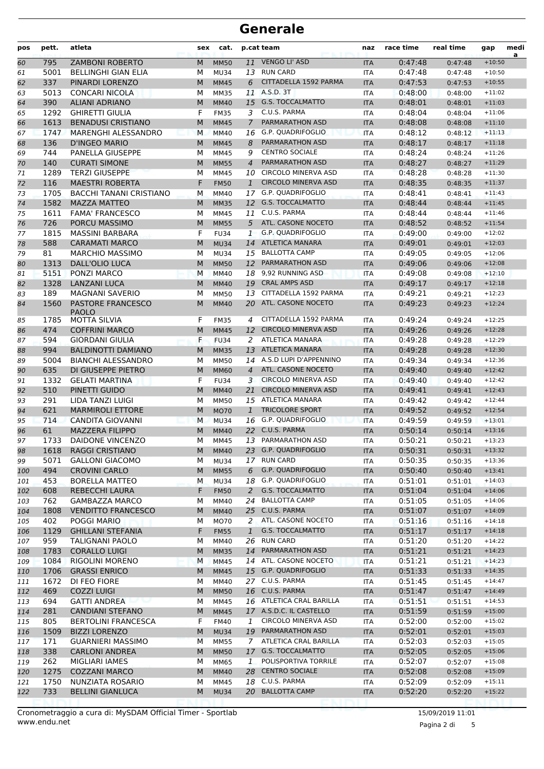# Generale

| pos | pett. | atleta | sex | cat. | p.cat | team | naz | race time | real time | gap | media |
|---|---|---|---|---|---|---|---|---|---|---|---|
| 60 | 795 | ZAMBONI ROBERTO | M | MM50 | 11 | VENGO LI' ASD | ITA | 0:47:48 | 0:47:48 | +10:50 | |
| 61 | 5001 | BELLINGHI GIAN ELIA | M | MU34 | 13 | RUN CARD | ITA | 0:47:48 | 0:47:48 | +10:50 | |
| 62 | 337 | PINARDI LORENZO | M | MM45 | 6 | CITTADELLA 1592 PARMA | ITA | 0:47:53 | 0:47:53 | +10:55 | |
| 63 | 5013 | CONCARI NICOLA | M | MM35 | 11 | A.S.D. 3T | ITA | 0:48:00 | 0:48:00 | +11:02 | |
| 64 | 390 | ALIANI ADRIANO | M | MM40 | 15 | G.S. TOCCALMATTO | ITA | 0:48:01 | 0:48:01 | +11:03 | |
| 65 | 1292 | GHIRETTI GIULIA | F | FM35 | 3 | C.U.S. PARMA | ITA | 0:48:04 | 0:48:04 | +11:06 | |
| 66 | 1613 | BENADUSI CRISTIANO | M | MM45 | 7 | PARMARATHON ASD | ITA | 0:48:08 | 0:48:08 | +11:10 | |
| 67 | 1747 | MARENGHI ALESSANDRO | M | MM40 | 16 | G.P. QUADRIFOGLIO | ITA | 0:48:12 | 0:48:12 | +11:13 | |
| 68 | 136 | D'INGEO MARIO | M | MM45 | 8 | PARMARATHON ASD | ITA | 0:48:17 | 0:48:17 | +11:18 | |
| 69 | 744 | PANELLA GIUSEPPE | M | MM45 | 9 | CENTRO SOCIALE | ITA | 0:48:24 | 0:48:24 | +11:26 | |
| 70 | 140 | CURATI SIMONE | M | MM55 | 4 | PARMARATHON ASD | ITA | 0:48:27 | 0:48:27 | +11:29 | |
| 71 | 1289 | TERZI GIUSEPPE | M | MM45 | 10 | CIRCOLO MINERVA ASD | ITA | 0:48:28 | 0:48:28 | +11:30 | |
| 72 | 116 | MAESTRI ROBERTA | F | FM50 | 1 | CIRCOLO MINERVA ASD | ITA | 0:48:35 | 0:48:35 | +11:37 | |
| 73 | 1705 | BACCHI TANANI CRISTIANO | M | MM40 | 17 | G.P. QUADRIFOGLIO | ITA | 0:48:41 | 0:48:41 | +11:43 | |
| 74 | 1582 | MAZZA MATTEO | M | MM35 | 12 | G.S. TOCCALMATTO | ITA | 0:48:44 | 0:48:44 | +11:45 | |
| 75 | 1611 | FAMA' FRANCESCO | M | MM45 | 11 | C.U.S. PARMA | ITA | 0:48:44 | 0:48:44 | +11:46 | |
| 76 | 726 | PORCU MASSIMO | M | MM55 | 5 | ATL. CASONE NOCETO | ITA | 0:48:52 | 0:48:52 | +11:54 | |
| 77 | 1815 | MASSINI BARBARA | F | FU34 | 1 | G.P. QUADRIFOGLIO | ITA | 0:49:00 | 0:49:00 | +12:02 | |
| 78 | 588 | CARAMATI MARCO | M | MU34 | 14 | ATLETICA MANARA | ITA | 0:49:01 | 0:49:01 | +12:03 | |
| 79 | 81 | MARCHIO MASSIMO | M | MU34 | 15 | BALLOTTA CAMP | ITA | 0:49:05 | 0:49:05 | +12:06 | |
| 80 | 1313 | DALL'OLIO LUCA | M | MM50 | 12 | PARMARATHON ASD | ITA | 0:49:06 | 0:49:06 | +12:08 | |
| 81 | 5151 | PONZI MARCO | M | MM40 | 18 | 9,92 RUNNING ASD | ITA | 0:49:08 | 0:49:08 | +12:10 | |
| 82 | 1328 | LANZANI LUCA | M | MM40 | 19 | CRAL AMPS ASD | ITA | 0:49:17 | 0:49:17 | +12:18 | |
| 83 | 189 | MAGNANI SAVERIO | M | MM50 | 13 | CITTADELLA 1592 PARMA | ITA | 0:49:21 | 0:49:21 | +12:23 | |
| 84 | 1560 | PASTORE FRANCESCO PAOLO | M | MM40 | 20 | ATL. CASONE NOCETO | ITA | 0:49:23 | 0:49:23 | +12:24 | |
| 85 | 1785 | MOTTA SILVIA | F | FM35 | 4 | CITTADELLA 1592 PARMA | ITA | 0:49:24 | 0:49:24 | +12:25 | |
| 86 | 474 | COFFRINI MARCO | M | MM45 | 12 | CIRCOLO MINERVA ASD | ITA | 0:49:26 | 0:49:26 | +12:28 | |
| 87 | 594 | GIORDANI GIULIA | F | FU34 | 2 | ATLETICA MANARA | ITA | 0:49:28 | 0:49:28 | +12:29 | |
| 88 | 994 | BALDINOTTI DAMIANO | M | MM35 | 13 | ATLETICA MANARA | ITA | 0:49:28 | 0:49:28 | +12:30 | |
| 89 | 5004 | BIANCHI ALESSANDRO | M | MM50 | 14 | A.S.D LUPI D'APPENNINO | ITA | 0:49:34 | 0:49:34 | +12:36 | |
| 90 | 635 | DI GIUSEPPE PIETRO | M | MM60 | 4 | ATL. CASONE NOCETO | ITA | 0:49:40 | 0:49:40 | +12:42 | |
| 91 | 1332 | GELATI MARTINA | F | FU34 | 3 | CIRCOLO MINERVA ASD | ITA | 0:49:40 | 0:49:40 | +12:42 | |
| 92 | 510 | PINETTI GUIDO | M | MM40 | 21 | CIRCOLO MINERVA ASD | ITA | 0:49:41 | 0:49:41 | +12:43 | |
| 93 | 291 | LIDA TANZI LUIGI | M | MM50 | 15 | ATLETICA MANARA | ITA | 0:49:42 | 0:49:42 | +12:44 | |
| 94 | 621 | MARMIROLI ETTORE | M | MO70 | 1 | TRICOLORE SPORT | ITA | 0:49:52 | 0:49:52 | +12:54 | |
| 95 | 714 | CANDITA GIOVANNI | M | MU34 | 16 | G.P. QUADRIFOGLIO | ITA | 0:49:59 | 0:49:59 | +13:01 | |
| 96 | 61 | MAZZERA FILIPPO | M | MM40 | 22 | C.U.S. PARMA | ITA | 0:50:14 | 0:50:14 | +13:16 | |
| 97 | 1733 | DAIDONE VINCENZO | M | MM45 | 13 | PARMARATHON ASD | ITA | 0:50:21 | 0:50:21 | +13:23 | |
| 98 | 1618 | RAGGI CRISTIANO | M | MM40 | 23 | G.P. QUADRIFOGLIO | ITA | 0:50:31 | 0:50:31 | +13:32 | |
| 99 | 5071 | GALLONI GIACOMO | M | MU34 | 17 | RUN CARD | ITA | 0:50:35 | 0:50:35 | +13:36 | |
| 100 | 494 | CROVINI CARLO | M | MM55 | 6 | G.P. QUADRIFOGLIO | ITA | 0:50:40 | 0:50:40 | +13:41 | |
| 101 | 453 | BORELLA MATTEO | M | MU34 | 18 | G.P. QUADRIFOGLIO | ITA | 0:51:01 | 0:51:01 | +14:03 | |
| 102 | 608 | REBECCHI LAURA | F | FM50 | 2 | G.S. TOCCALMATTO | ITA | 0:51:04 | 0:51:04 | +14:06 | |
| 103 | 762 | GAMBAZZA MARCO | M | MM40 | 24 | BALLOTTA CAMP | ITA | 0:51:05 | 0:51:05 | +14:06 | |
| 104 | 1808 | VENDITTO FRANCESCO | M | MM40 | 25 | C.U.S. PARMA | ITA | 0:51:07 | 0:51:07 | +14:09 | |
| 105 | 402 | POGGI MARIO | M | MO70 | 2 | ATL. CASONE NOCETO | ITA | 0:51:16 | 0:51:16 | +14:18 | |
| 106 | 1129 | GHILLANI STEFANIA | F | FM55 | 1 | G.S. TOCCALMATTO | ITA | 0:51:17 | 0:51:17 | +14:18 | |
| 107 | 959 | TALIGNANI PAOLO | M | MM40 | 26 | RUN CARD | ITA | 0:51:20 | 0:51:20 | +14:22 | |
| 108 | 1783 | CORALLO LUIGI | M | MM35 | 14 | PARMARATHON ASD | ITA | 0:51:21 | 0:51:21 | +14:23 | |
| 109 | 1084 | RIGOLINI MORENO | M | MM45 | 14 | ATL. CASONE NOCETO | ITA | 0:51:21 | 0:51:21 | +14:23 | |
| 110 | 1706 | GRASSI ENRICO | M | MM45 | 15 | G.P. QUADRIFOGLIO | ITA | 0:51:33 | 0:51:33 | +14:35 | |
| 111 | 1672 | DI FEO FIORE | M | MM40 | 27 | C.U.S. PARMA | ITA | 0:51:45 | 0:51:45 | +14:47 | |
| 112 | 469 | COZZI LUIGI | M | MM50 | 16 | C.U.S. PARMA | ITA | 0:51:47 | 0:51:47 | +14:49 | |
| 113 | 694 | GATTI ANDREA | M | MM45 | 16 | ATLETICA CRAL BARILLA | ITA | 0:51:51 | 0:51:51 | +14:53 | |
| 114 | 281 | CANDIANI STEFANO | M | MM45 | 17 | A.S.D.C. IL CASTELLO | ITA | 0:51:59 | 0:51:59 | +15:00 | |
| 115 | 805 | BERTOLINI FRANCESCA | F | FM40 | 1 | CIRCOLO MINERVA ASD | ITA | 0:52:00 | 0:52:00 | +15:02 | |
| 116 | 1509 | BIZZI LORENZO | M | MU34 | 19 | PARMARATHON ASD | ITA | 0:52:01 | 0:52:01 | +15:03 | |
| 117 | 171 | GUARNIERI MASSIMO | M | MM55 | 7 | ATLETICA CRAL BARILLA | ITA | 0:52:03 | 0:52:03 | +15:05 | |
| 118 | 338 | CARLONI ANDREA | M | MM50 | 17 | G.S. TOCCALMATTO | ITA | 0:52:05 | 0:52:05 | +15:06 | |
| 119 | 262 | MIGLIARI IAMES | M | MM65 | 1 | POLISPORTIVA TORRILE | ITA | 0:52:07 | 0:52:07 | +15:08 | |
| 120 | 1275 | COZZANI MARCO | M | MM40 | 28 | CENTRO SOCIALE | ITA | 0:52:08 | 0:52:08 | +15:09 | |
| 121 | 1750 | NUNZIATA ROSARIO | M | MM45 | 18 | C.U.S. PARMA | ITA | 0:52:09 | 0:52:09 | +15:11 | |
| 122 | 733 | BELLINI GIANLUCA | M | MU34 | 20 | BALLOTTA CAMP | ITA | 0:52:20 | 0:52:20 | +15:22 | |

Cronometraggio a cura di: MySDAM Official Timer - Sportlab
www.endu.net

15/09/2019 11:01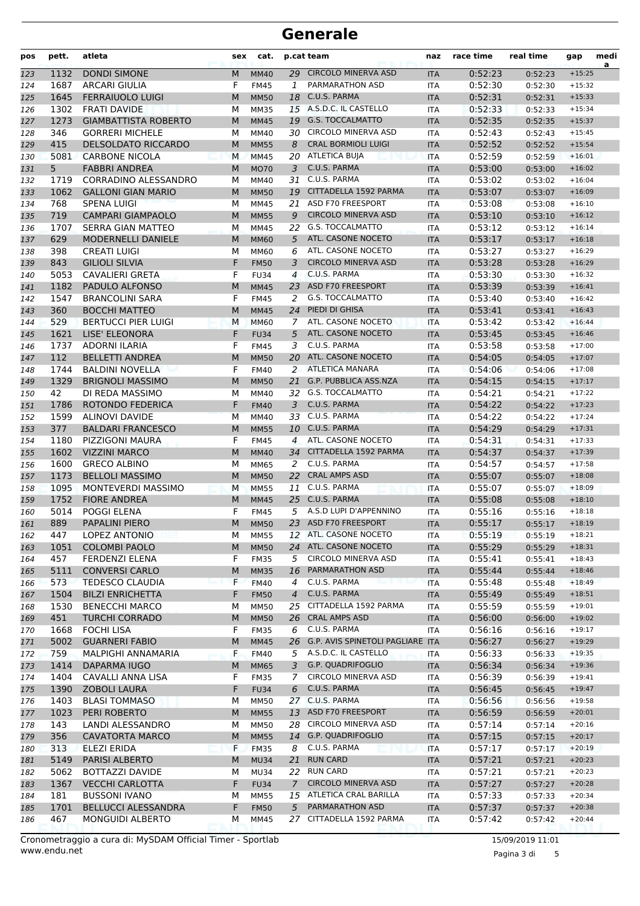# Generale

| pos | pett. | atleta | sex | cat. | p.cat | team | naz | race time | real time | gap | media |
|---|---|---|---|---|---|---|---|---|---|---|---|
| 123 | 1132 | DONDI SIMONE | M | MM40 | 29 | CIRCOLO MINERVA ASD | ITA | 0:52:23 | 0:52:23 | +15:25 | |
| 124 | 1687 | ARCARI GIULIA | F | FM45 | 1 | PARMARATHON ASD | ITA | 0:52:30 | 0:52:30 | +15:32 | |
| 125 | 1645 | FERRAIUOLO LUIGI | M | MM50 | 18 | C.U.S. PARMA | ITA | 0:52:31 | 0:52:31 | +15:33 | |
| 126 | 1302 | FRATI DAVIDE | M | MM35 | 15 | A.S.D.C. IL CASTELLO | ITA | 0:52:33 | 0:52:33 | +15:34 | |
| 127 | 1273 | GIAMBATTISTA ROBERTO | M | MM45 | 19 | G.S. TOCCALMATTO | ITA | 0:52:35 | 0:52:35 | +15:37 | |
| 128 | 346 | GORRERI MICHELE | M | MM40 | 30 | CIRCOLO MINERVA ASD | ITA | 0:52:43 | 0:52:43 | +15:45 | |
| 129 | 415 | DELSOLDATO RICCARDO | M | MM55 | 8 | CRAL BORMIOLI LUIGI | ITA | 0:52:52 | 0:52:52 | +15:54 | |
| 130 | 5081 | CARBONE NICOLA | M | MM45 | 20 | ATLETICA BUJA | ITA | 0:52:59 | 0:52:59 | +16:01 | |
| 131 | 5 | FABBRI ANDREA | M | MO70 | 3 | C.U.S. PARMA | ITA | 0:53:00 | 0:53:00 | +16:02 | |
| 132 | 1719 | CORRADINO ALESSANDRO | M | MM40 | 31 | C.U.S. PARMA | ITA | 0:53:02 | 0:53:02 | +16:04 | |
| 133 | 1062 | GALLONI GIAN MARIO | M | MM50 | 19 | CITTADELLA 1592 PARMA | ITA | 0:53:07 | 0:53:07 | +16:09 | |
| 134 | 768 | SPENA LUIGI | M | MM45 | 21 | ASD F70 FREESPORT | ITA | 0:53:08 | 0:53:08 | +16:10 | |
| 135 | 719 | CAMPARI GIAMPAOLO | M | MM55 | 9 | CIRCOLO MINERVA ASD | ITA | 0:53:10 | 0:53:10 | +16:12 | |
| 136 | 1707 | SERRA GIAN MATTEO | M | MM45 | 22 | G.S. TOCCALMATTO | ITA | 0:53:12 | 0:53:12 | +16:14 | |
| 137 | 629 | MODERNELLI DANIELE | M | MM60 | 5 | ATL. CASONE NOCETO | ITA | 0:53:17 | 0:53:17 | +16:18 | |
| 138 | 398 | CREATI LUIGI | M | MM60 | 6 | ATL. CASONE NOCETO | ITA | 0:53:27 | 0:53:27 | +16:29 | |
| 139 | 843 | GILIOLI SILVIA | F | FM50 | 3 | CIRCOLO MINERVA ASD | ITA | 0:53:28 | 0:53:28 | +16:29 | |
| 140 | 5053 | CAVALIERI GRETA | F | FU34 | 4 | C.U.S. PARMA | ITA | 0:53:30 | 0:53:30 | +16:32 | |
| 141 | 1182 | PADULO ALFONSO | M | MM45 | 23 | ASD F70 FREESPORT | ITA | 0:53:39 | 0:53:39 | +16:41 | |
| 142 | 1547 | BRANCOLINI SARA | F | FM45 | 2 | G.S. TOCCALMATTO | ITA | 0:53:40 | 0:53:40 | +16:42 | |
| 143 | 360 | BOCCHI MATTEO | M | MM45 | 24 | PIEDI DI GHISA | ITA | 0:53:41 | 0:53:41 | +16:43 | |
| 144 | 529 | BERTUCCI PIER LUIGI | M | MM60 | 7 | ATL. CASONE NOCETO | ITA | 0:53:42 | 0:53:42 | +16:44 | |
| 145 | 1621 | LISE' ELEONORA | F | FU34 | 5 | ATL. CASONE NOCETO | ITA | 0:53:45 | 0:53:45 | +16:46 | |
| 146 | 1737 | ADORNI ILARIA | F | FM45 | 3 | C.U.S. PARMA | ITA | 0:53:58 | 0:53:58 | +17:00 | |
| 147 | 112 | BELLETTI ANDREA | M | MM50 | 20 | ATL. CASONE NOCETO | ITA | 0:54:05 | 0:54:05 | +17:07 | |
| 148 | 1744 | BALDINI NOVELLA | F | FM40 | 2 | ATLETICA MANARA | ITA | 0:54:06 | 0:54:06 | +17:08 | |
| 149 | 1329 | BRIGNOLI MASSIMO | M | MM50 | 21 | G.P. PUBBLICA ASS.NZA | ITA | 0:54:15 | 0:54:15 | +17:17 | |
| 150 | 42 | DI REDA MASSIMO | M | MM40 | 32 | G.S. TOCCALMATTO | ITA | 0:54:21 | 0:54:21 | +17:22 | |
| 151 | 1786 | ROTONDO FEDERICA | F | FM40 | 3 | C.U.S. PARMA | ITA | 0:54:22 | 0:54:22 | +17:23 | |
| 152 | 1599 | ALINOVI DAVIDE | M | MM40 | 33 | C.U.S. PARMA | ITA | 0:54:22 | 0:54:22 | +17:24 | |
| 153 | 377 | BALDARI FRANCESCO | M | MM55 | 10 | C.U.S. PARMA | ITA | 0:54:29 | 0:54:29 | +17:31 | |
| 154 | 1180 | PIZZIGONI MAURA | F | FM45 | 4 | ATL. CASONE NOCETO | ITA | 0:54:31 | 0:54:31 | +17:33 | |
| 155 | 1602 | VIZZINI MARCO | M | MM40 | 34 | CITTADELLA 1592 PARMA | ITA | 0:54:37 | 0:54:37 | +17:39 | |
| 156 | 1600 | GRECO ALBINO | M | MM65 | 2 | C.U.S. PARMA | ITA | 0:54:57 | 0:54:57 | +17:58 | |
| 157 | 1173 | BELLOLI MASSIMO | M | MM50 | 22 | CRAL AMPS ASD | ITA | 0:55:07 | 0:55:07 | +18:08 | |
| 158 | 1095 | MONTEVERDI MASSIMO | M | MM55 | 11 | C.U.S. PARMA | ITA | 0:55:07 | 0:55:07 | +18:09 | |
| 159 | 1752 | FIORE ANDREA | M | MM45 | 25 | C.U.S. PARMA | ITA | 0:55:08 | 0:55:08 | +18:10 | |
| 160 | 5014 | POGGI ELENA | F | FM45 | 5 | A.S.D LUPI D'APPENNINO | ITA | 0:55:16 | 0:55:16 | +18:18 | |
| 161 | 889 | PAPALINI PIERO | M | MM50 | 23 | ASD F70 FREESPORT | ITA | 0:55:17 | 0:55:17 | +18:19 | |
| 162 | 447 | LOPEZ ANTONIO | M | MM55 | 12 | ATL. CASONE NOCETO | ITA | 0:55:19 | 0:55:19 | +18:21 | |
| 163 | 1051 | COLOMBI PAOLO | M | MM50 | 24 | ATL. CASONE NOCETO | ITA | 0:55:29 | 0:55:29 | +18:31 | |
| 164 | 457 | FERDENZI ELENA | F | FM35 | 5 | CIRCOLO MINERVA ASD | ITA | 0:55:41 | 0:55:41 | +18:43 | |
| 165 | 5111 | CONVERSI CARLO | M | MM35 | 16 | PARMARATHON ASD | ITA | 0:55:44 | 0:55:44 | +18:46 | |
| 166 | 573 | TEDESCO CLAUDIA | F | FM40 | 4 | C.U.S. PARMA | ITA | 0:55:48 | 0:55:48 | +18:49 | |
| 167 | 1504 | BILZI ENRICHETTA | F | FM50 | 4 | C.U.S. PARMA | ITA | 0:55:49 | 0:55:49 | +18:51 | |
| 168 | 1530 | BENECCHI MARCO | M | MM50 | 25 | CITTADELLA 1592 PARMA | ITA | 0:55:59 | 0:55:59 | +19:01 | |
| 169 | 451 | TURCHI CORRADO | M | MM50 | 26 | CRAL AMPS ASD | ITA | 0:56:00 | 0:56:00 | +19:02 | |
| 170 | 1668 | FOCHI LISA | F | FM35 | 6 | C.U.S. PARMA | ITA | 0:56:16 | 0:56:16 | +19:17 | |
| 171 | 5002 | GUARNERI FABIO | M | MM45 | 26 | G.P. AVIS SPINETOLI PAGLIARE | ITA | 0:56:27 | 0:56:27 | +19:29 | |
| 172 | 759 | MALPIGHI ANNAMARIA | F | FM40 | 5 | A.S.D.C. IL CASTELLO | ITA | 0:56:33 | 0:56:33 | +19:35 | |
| 173 | 1414 | DAPARMA IUGO | M | MM65 | 3 | G.P. QUADRIFOGLIO | ITA | 0:56:34 | 0:56:34 | +19:36 | |
| 174 | 1404 | CAVALLI ANNA LISA | F | FM35 | 7 | CIRCOLO MINERVA ASD | ITA | 0:56:39 | 0:56:39 | +19:41 | |
| 175 | 1390 | ZOBOLI LAURA | F | FU34 | 6 | C.U.S. PARMA | ITA | 0:56:45 | 0:56:45 | +19:47 | |
| 176 | 1403 | BLASI TOMMASO | M | MM50 | 27 | C.U.S. PARMA | ITA | 0:56:56 | 0:56:56 | +19:58 | |
| 177 | 1023 | PERI ROBERTO | M | MM55 | 13 | ASD F70 FREESPORT | ITA | 0:56:59 | 0:56:59 | +20:01 | |
| 178 | 143 | LANDI ALESSANDRO | M | MM50 | 28 | CIRCOLO MINERVA ASD | ITA | 0:57:14 | 0:57:14 | +20:16 | |
| 179 | 356 | CAVATORTA MARCO | M | MM55 | 14 | G.P. QUADRIFOGLIO | ITA | 0:57:15 | 0:57:15 | +20:17 | |
| 180 | 313 | ELEZI ERIDA | F | FM35 | 8 | C.U.S. PARMA | ITA | 0:57:17 | 0:57:17 | +20:19 | |
| 181 | 5149 | PARISI ALBERTO | M | MU34 | 21 | RUN CARD | ITA | 0:57:21 | 0:57:21 | +20:23 | |
| 182 | 5062 | BOTTAZZI DAVIDE | M | MU34 | 22 | RUN CARD | ITA | 0:57:21 | 0:57:21 | +20:23 | |
| 183 | 1367 | VECCHI CARLOTTA | F | FU34 | 7 | CIRCOLO MINERVA ASD | ITA | 0:57:27 | 0:57:27 | +20:28 | |
| 184 | 181 | BUSSONI IVANO | M | MM55 | 15 | ATLETICA CRAL BARILLA | ITA | 0:57:33 | 0:57:33 | +20:34 | |
| 185 | 1701 | BELLUCCI ALESSANDRA | F | FM50 | 5 | PARMARATHON ASD | ITA | 0:57:37 | 0:57:37 | +20:38 | |
| 186 | 467 | MONGUIDI ALBERTO | M | MM45 | 27 | CITTADELLA 1592 PARMA | ITA | 0:57:42 | 0:57:42 | +20:44 | |

Cronometraggio a cura di: MySDAM Official Timer - Sportlab
www.endu.net

15/09/2019 11:01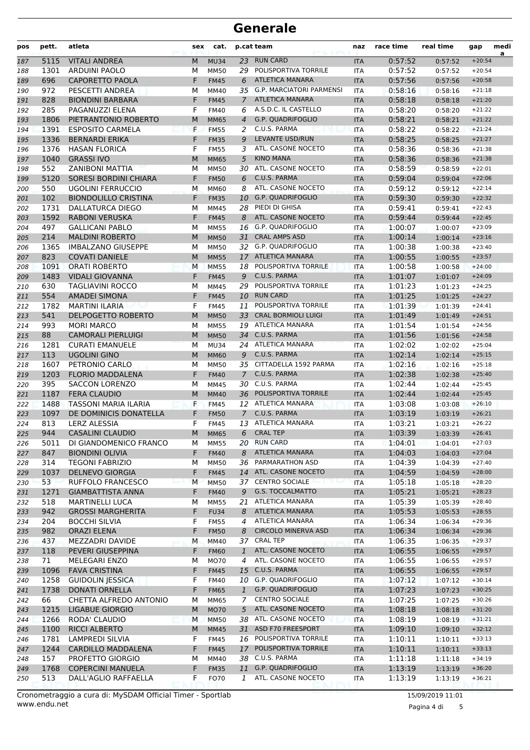# Generale

| pos | pett. | atleta | sex | cat. | p.cat | team | naz | race time | real time | gap | media |
|---|---|---|---|---|---|---|---|---|---|---|---|
| 187 | 5115 | VITALI ANDREA | M | MU34 | 23 | RUN CARD | ITA | 0:57:52 | 0:57:52 | +20:54 | |
| 188 | 1301 | ARDUINI PAOLO | M | MM50 | 29 | POLISPORTIVA TORRILE | ITA | 0:57:52 | 0:57:52 | +20:54 | |
| 189 | 696 | CAPORETTO PAOLA | F | FM45 | 6 | ATLETICA MANARA | ITA | 0:57:56 | 0:57:56 | +20:58 | |
| 190 | 972 | PESCETTI ANDREA | M | MM40 | 35 | G.P. MARCIATORI PARMENSI | ITA | 0:58:16 | 0:58:16 | +21:18 | |
| 191 | 828 | BIONDINI BARBARA | F | FM45 | 7 | ATLETICA MANARA | ITA | 0:58:18 | 0:58:18 | +21:20 | |
| 192 | 285 | PAGANUZZI ELENA | F | FM40 | 6 | A.S.D.C. IL CASTELLO | ITA | 0:58:20 | 0:58:20 | +21:22 | |
| 193 | 1806 | PIETRANTONIO ROBERTO | M | MM65 | 4 | G.P. QUADRIFOGLIO | ITA | 0:58:21 | 0:58:21 | +21:22 | |
| 194 | 1391 | ESPOSITO CARMELA | F | FM55 | 2 | C.U.S. PARMA | ITA | 0:58:22 | 0:58:22 | +21:24 | |
| 195 | 1336 | BERNARDI ERIKA | F | FM35 | 9 | LEVANTE USD/RUN | ITA | 0:58:25 | 0:58:25 | +21:27 | |
| 196 | 1376 | HASAN FLORICA | F | FM55 | 3 | ATL. CASONE NOCETO | ITA | 0:58:36 | 0:58:36 | +21:38 | |
| 197 | 1040 | GRASSI IVO | M | MM65 | 5 | KINO MANA | ITA | 0:58:36 | 0:58:36 | +21:38 | |
| 198 | 552 | ZANIBONI MATTIA | M | MM50 | 30 | ATL. CASONE NOCETO | ITA | 0:58:59 | 0:58:59 | +22:01 | |
| 199 | 5120 | SORESI BORDINI CHIARA | F | FM50 | 6 | C.U.S. PARMA | ITA | 0:59:04 | 0:59:04 | +22:06 | |
| 200 | 550 | UGOLINI FERRUCCIO | M | MM60 | 8 | ATL. CASONE NOCETO | ITA | 0:59:12 | 0:59:12 | +22:14 | |
| 201 | 102 | BIONDOLILLO CRISTINA | F | FM35 | 10 | G.P. QUADRIFOGLIO | ITA | 0:59:30 | 0:59:30 | +22:32 | |
| 202 | 1731 | DALLATURCA DIEGO | M | MM45 | 28 | PIEDI DI GHISA | ITA | 0:59:41 | 0:59:41 | +22:43 | |
| 203 | 1592 | RABONI VERUSKA | F | FM45 | 8 | ATL. CASONE NOCETO | ITA | 0:59:44 | 0:59:44 | +22:45 | |
| 204 | 497 | GALLICANI PABLO | M | MM55 | 16 | G.P. QUADRIFOGLIO | ITA | 1:00:07 | 1:00:07 | +23:09 | |
| 205 | 214 | MALDINI ROBERTO | M | MM50 | 31 | CRAL AMPS ASD | ITA | 1:00:14 | 1:00:14 | +23:16 | |
| 206 | 1365 | IMBALZANO GIUSEPPE | M | MM50 | 32 | G.P. QUADRIFOGLIO | ITA | 1:00:38 | 1:00:38 | +23:40 | |
| 207 | 823 | COVATI DANIELE | M | MM55 | 17 | ATLETICA MANARA | ITA | 1:00:55 | 1:00:55 | +23:57 | |
| 208 | 1091 | ORATI ROBERTO | M | MM55 | 18 | POLISPORTIVA TORRILE | ITA | 1:00:58 | 1:00:58 | +24:00 | |
| 209 | 1483 | VIDALI GIOVANNA | F | FM45 | 9 | C.U.S. PARMA | ITA | 1:01:07 | 1:01:07 | +24:09 | |
| 210 | 630 | TAGLIAVINI ROCCO | M | MM45 | 29 | POLISPORTIVA TORRILE | ITA | 1:01:23 | 1:01:23 | +24:25 | |
| 211 | 554 | AMADEI SIMONA | F | FM45 | 10 | RUN CARD | ITA | 1:01:25 | 1:01:25 | +24:27 | |
| 212 | 1782 | MARTINI ILARIA | F | FM45 | 11 | POLISPORTIVA TORRILE | ITA | 1:01:39 | 1:01:39 | +24:41 | |
| 213 | 541 | DELPOGETTO ROBERTO | M | MM50 | 33 | CRAL BORMIOLI LUIGI | ITA | 1:01:49 | 1:01:49 | +24:51 | |
| 214 | 993 | MORI MARCO | M | MM55 | 19 | ATLETICA MANARA | ITA | 1:01:54 | 1:01:54 | +24:56 | |
| 215 | 88 | CAMORALI PIERLUIGI | M | MM50 | 34 | C.U.S. PARMA | ITA | 1:01:56 | 1:01:56 | +24:58 | |
| 216 | 1281 | CURATI EMANUELE | M | MU34 | 24 | ATLETICA MANARA | ITA | 1:02:02 | 1:02:02 | +25:04 | |
| 217 | 113 | UGOLINI GINO | M | MM60 | 9 | C.U.S. PARMA | ITA | 1:02:14 | 1:02:14 | +25:15 | |
| 218 | 1607 | PETRONIO CARLO | M | MM50 | 35 | CITTADELLA 1592 PARMA | ITA | 1:02:16 | 1:02:16 | +25:18 | |
| 219 | 1203 | FLORIO MADDALENA | F | FM40 | 7 | C.U.S. PARMA | ITA | 1:02:38 | 1:02:38 | +25:40 | |
| 220 | 395 | SACCON LORENZO | M | MM45 | 30 | C.U.S. PARMA | ITA | 1:02:44 | 1:02:44 | +25:45 | |
| 221 | 1187 | FERA CLAUDIO | M | MM40 | 36 | POLISPORTIVA TORRILE | ITA | 1:02:44 | 1:02:44 | +25:45 | |
| 222 | 1488 | TASSONI MARIA ILARIA | F | FM45 | 12 | ATLETICA MANARA | ITA | 1:03:08 | 1:03:08 | +26:10 | |
| 223 | 1097 | DE DOMINICIS DONATELLA | F | FM50 | 7 | C.U.S. PARMA | ITA | 1:03:19 | 1:03:19 | +26:21 | |
| 224 | 813 | LERZ ALESSIA | F | FM45 | 13 | ATLETICA MANARA | ITA | 1:03:21 | 1:03:21 | +26:22 | |
| 225 | 944 | CASALINI CLAUDIO | M | MM65 | 6 | CRAL TEP | ITA | 1:03:39 | 1:03:39 | +26:41 | |
| 226 | 5011 | DI GIANDOMENICO FRANCO | M | MM55 | 20 | RUN CARD | ITA | 1:04:01 | 1:04:01 | +27:03 | |
| 227 | 847 | BIONDINI OLIVIA | F | FM40 | 8 | ATLETICA MANARA | ITA | 1:04:03 | 1:04:03 | +27:04 | |
| 228 | 314 | TEGONI FABRIZIO | M | MM50 | 36 | PARMARATHON ASD | ITA | 1:04:39 | 1:04:39 | +27:40 | |
| 229 | 1037 | DELNEVO GIORGIA | F | FM45 | 14 | ATL. CASONE NOCETO | ITA | 1:04:59 | 1:04:59 | +28:00 | |
| 230 | 53 | RUFFOLO FRANCESCO | M | MM50 | 37 | CENTRO SOCIALE | ITA | 1:05:18 | 1:05:18 | +28:20 | |
| 231 | 1271 | GIAMBATTISTA ANNA | F | FM40 | 9 | G.S. TOCCALMATTO | ITA | 1:05:21 | 1:05:21 | +28:23 | |
| 232 | 518 | MARTINELLI LUCA | M | MM55 | 21 | ATLETICA MANARA | ITA | 1:05:39 | 1:05:39 | +28:40 | |
| 233 | 942 | GROSSI MARGHERITA | F | FU34 | 8 | ATLETICA MANARA | ITA | 1:05:53 | 1:05:53 | +28:55 | |
| 234 | 204 | BOCCHI SILVIA | F | FM55 | 4 | ATLETICA MANARA | ITA | 1:06:34 | 1:06:34 | +29:36 | |
| 235 | 982 | ORAZI ELENA | F | FM50 | 8 | CIRCOLO MINERVA ASD | ITA | 1:06:34 | 1:06:34 | +29:36 | |
| 236 | 437 | MEZZADRI DAVIDE | M | MM40 | 37 | CRAL TEP | ITA | 1:06:35 | 1:06:35 | +29:37 | |
| 237 | 118 | PEVERI GIUSEPPINA | F | FM60 | 1 | ATL. CASONE NOCETO | ITA | 1:06:55 | 1:06:55 | +29:57 | |
| 238 | 71 | MELEGARI ENZO | M | MO70 | 4 | ATL. CASONE NOCETO | ITA | 1:06:55 | 1:06:55 | +29:57 | |
| 239 | 1096 | FAVA CRISTINA | F | FM45 | 15 | C.U.S. PARMA | ITA | 1:06:55 | 1:06:55 | +29:57 | |
| 240 | 1258 | GUIDOLIN JESSICA | F | FM40 | 10 | G.P. QUADRIFOGLIO | ITA | 1:07:12 | 1:07:12 | +30:14 | |
| 241 | 1738 | DONATI ORNELLA | F | FM65 | 1 | G.P. QUADRIFOGLIO | ITA | 1:07:23 | 1:07:23 | +30:25 | |
| 242 | 66 | CHETTA ALFREDO ANTONIO | M | MM65 | 7 | CENTRO SOCIALE | ITA | 1:07:25 | 1:07:25 | +30:26 | |
| 243 | 1215 | LIGABUE GIORGIO | M | MO70 | 5 | ATL. CASONE NOCETO | ITA | 1:08:18 | 1:08:18 | +31:20 | |
| 244 | 1266 | RODA' CLAUDIO | M | MM50 | 38 | ATL. CASONE NOCETO | ITA | 1:08:19 | 1:08:19 | +31:21 | |
| 245 | 1100 | RICCI ALBERTO | M | MM45 | 31 | ASD F70 FREESPORT | ITA | 1:09:10 | 1:09:10 | +32:12 | |
| 246 | 1781 | LAMPREDI SILVIA | F | FM45 | 16 | POLISPORTIVA TORRILE | ITA | 1:10:11 | 1:10:11 | +33:13 | |
| 247 | 1244 | CARDILLO MADDALENA | F | FM45 | 17 | POLISPORTIVA TORRILE | ITA | 1:10:11 | 1:10:11 | +33:13 | |
| 248 | 157 | PROFETTO GIORGIO | M | MM40 | 38 | C.U.S. PARMA | ITA | 1:11:18 | 1:11:18 | +34:19 | |
| 249 | 1768 | COPERCINI MANUELA | F | FM35 | 11 | G.P. QUADRIFOGLIO | ITA | 1:13:19 | 1:13:19 | +36:20 | |
| 250 | 513 | DALL'AGLIO RAFFAELLA | F | FO70 | 1 | ATL. CASONE NOCETO | ITA | 1:13:19 | 1:13:19 | +36:21 | |

Cronometraggio a cura di: MySDAM Official Timer - Sportlab
www.endu.net

15/09/2019 11:01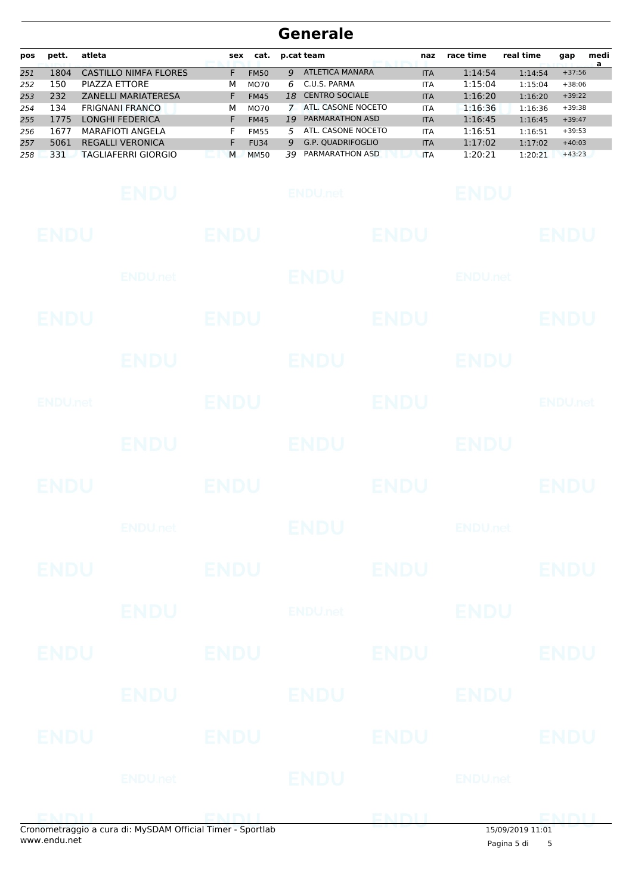# Generale

| pos | pett. | atleta | sex | cat. | p.cat | team | naz | race time | real time | gap | media |
|---|---|---|---|---|---|---|---|---|---|---|---|
| 251 | 1804 | CASTILLO NIMFA FLORES | F | FM50 | 9 | ATLETICA MANARA | ITA | 1:14:54 | 1:14:54 | +37:56 | |
| 252 | 150 | PIAZZA ETTORE | M | MO70 | 6 | C.U.S. PARMA | ITA | 1:15:04 | 1:15:04 | +38:06 | |
| 253 | 232 | ZANELLI MARIATERESA | F | FM45 | 18 | CENTRO SOCIALE | ITA | 1:16:20 | 1:16:20 | +39:22 | |
| 254 | 134 | FRIGNANI FRANCO | M | MO70 | 7 | ATL. CASONE NOCETO | ITA | 1:16:36 | 1:16:36 | +39:38 | |
| 255 | 1775 | LONGHI FEDERICA | F | FM45 | 19 | PARMARATHON ASD | ITA | 1:16:45 | 1:16:45 | +39:47 | |
| 256 | 1677 | MARAFIOTI ANGELA | F | FM55 | 5 | ATL. CASONE NOCETO | ITA | 1:16:51 | 1:16:51 | +39:53 | |
| 257 | 5061 | REGALLI VERONICA | F | FU34 | 9 | G.P. QUADRIFOGLIO | ITA | 1:17:02 | 1:17:02 | +40:03 | |
| 258 | 331 | TAGLIAFERRI GIORGIO | M | MM50 | 39 | PARMARATHON ASD | ITA | 1:20:21 | 1:20:21 | +43:23 | |

Cronometraggio a cura di: MySDAM Official Timer - Sportlab
www.endu.net

15/09/2019 11:01